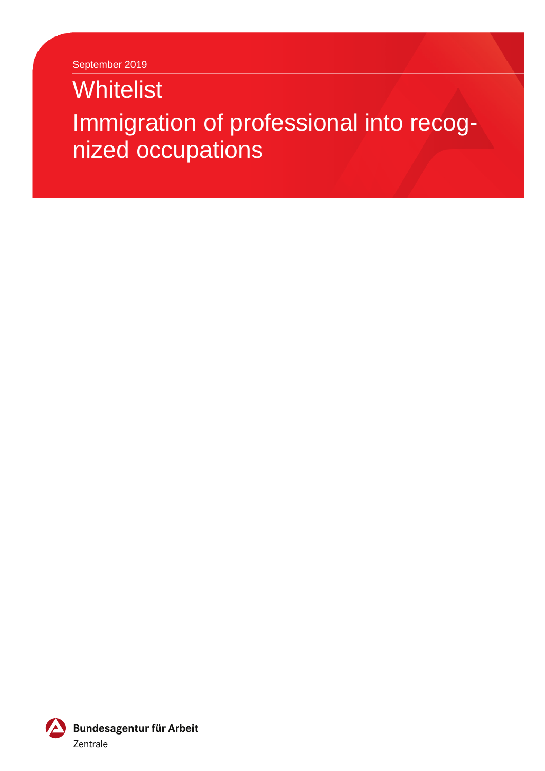September 2019

# Whitelist

# Immigration of professional into recognized occupations

**Bundesagentur für Arbeit**

Zentrale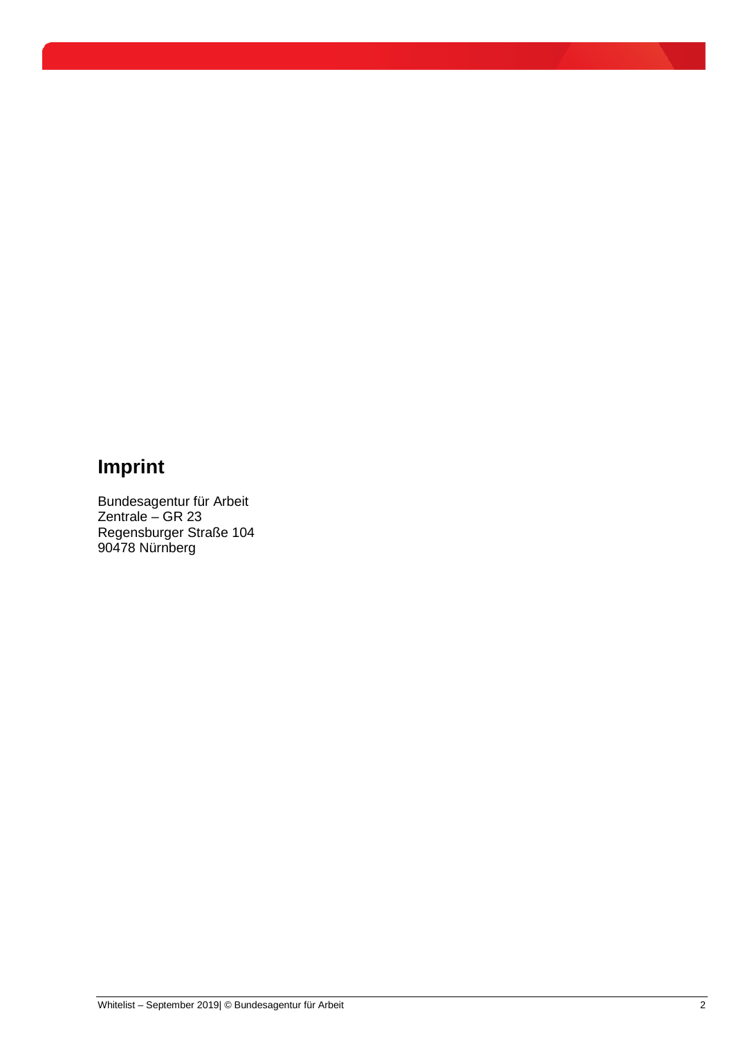## Imprint

Bundesagentur für Arbeit  
Zentrale – GR 23  
Regensburger Straße 104  
90478 Nürnberg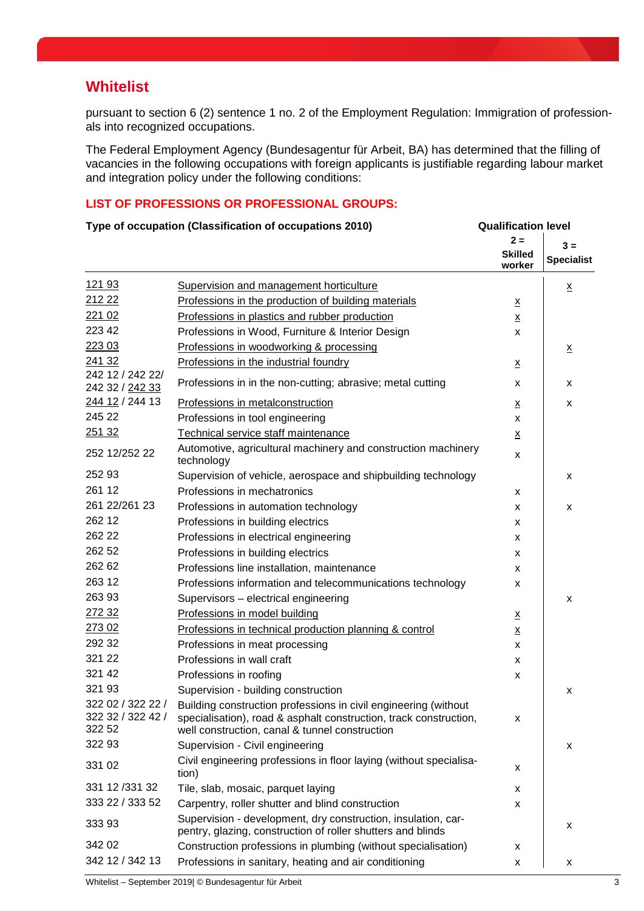## Whitelist

pursuant to section 6 (2) sentence 1 no. 2 of the Employment Regulation: Immigration of professionals into recognized occupations.

The Federal Employment Agency (Bundesagentur für Arbeit, BA) has determined that the filling of vacancies in the following occupations with foreign applicants is justifiable regarding labour market and integration policy under the following conditions:

### LIST OF PROFESSIONS OR PROFESSIONAL GROUPS:

| Type of occupation (Classification of occupations 2010) | | Qualification level | |
|---|---|---|---|
| | | 2 = Skilled worker | 3 = Specialist |
| 121 93 | Supervision and management horticulture | | x |
| 212 22 | Professions in the production of building materials | x | |
| 221 02 | Professions in plastics and rubber production | x | |
| 223 42 | Professions in Wood, Furniture & Interior Design | x | |
| 223 03 | Professions in woodworking & processing | | x |
| 241 32 | Professions in the industrial foundry | x | |
| 242 12 / 242 22/ 242 32 / 242 33 | Professions in in the non-cutting; abrasive; metal cutting | x | x |
| 244 12 / 244 13 | Professions in metalconstruction | x | x |
| 245 22 | Professions in tool engineering | x | |
| 251 32 | Technical service staff maintenance | x | |
| 252 12/252 22 | Automotive, agricultural machinery and construction machinery technology | x | |
| 252 93 | Supervision of vehicle, aerospace and shipbuilding technology | | x |
| 261 12 | Professions in mechatronics | x | |
| 261 22/261 23 | Professions in automation technology | x | x |
| 262 12 | Professions in building electrics | x | |
| 262 22 | Professions in electrical engineering | x | |
| 262 52 | Professions in building electrics | x | |
| 262 62 | Professions line installation, maintenance | x | |
| 263 12 | Professions information and telecommunications technology | x | |
| 263 93 | Supervisors – electrical engineering | | x |
| 272 32 | Professions in model building | x | |
| 273 02 | Professions in technical production planning & control | x | |
| 292 32 | Professions in meat processing | x | |
| 321 22 | Professions in wall craft | x | |
| 321 42 | Professions in roofing | x | |
| 321 93 | Supervision - building construction | | x |
| 322 02 / 322 22 / 322 32 / 322 42 / 322 52 | Building construction professions in civil engineering (without specialisation), road & asphalt construction, track construction, well construction, canal & tunnel construction | x | |
| 322 93 | Supervision - Civil engineering | | x |
| 331 02 | Civil engineering professions in floor laying (without specialisation) | x | |
| 331 12 /331 32 | Tile, slab, mosaic, parquet laying | x | |
| 333 22 / 333 52 | Carpentry, roller shutter and blind construction | x | |
| 333 93 | Supervision - development, dry construction, insulation, carpentry, glazing, construction of roller shutters and blinds | | x |
| 342 02 | Construction professions in plumbing (without specialisation) | x | |
| 342 12 / 342 13 | Professions in sanitary, heating and air conditioning | x | x |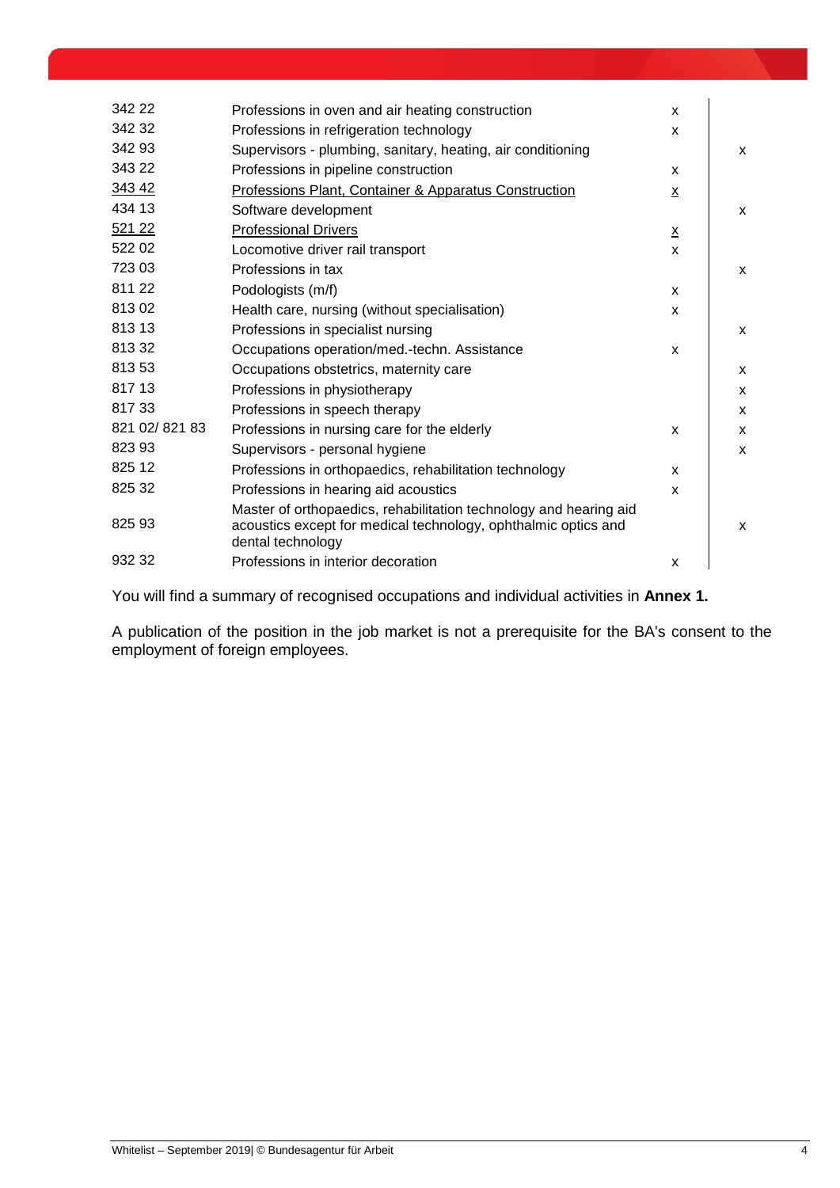| | | | |
|---|---|---|---|
| 342 22 | Professions in oven and air heating construction | x | |
| 342 32 | Professions in refrigeration technology | x | |
| 342 93 | Supervisors - plumbing, sanitary, heating, air conditioning | | x |
| 343 22 | Professions in pipeline construction | x | |
| <u>343 42</u> | <u>Professions Plant, Container & Apparatus Construction</u> | <u>x</u> | |
| 434 13 | Software development | | x |
| <u>521 22</u> | <u>Professional Drivers</u> | <u>x</u> | |
| 522 02 | Locomotive driver rail transport | x | |
| 723 03 | Professions in tax | | x |
| 811 22 | Podologists (m/f) | x | |
| 813 02 | Health care, nursing (without specialisation) | x | |
| 813 13 | Professions in specialist nursing | | x |
| 813 32 | Occupations operation/med.-techn. Assistance | x | |
| 813 53 | Occupations obstetrics, maternity care | | x |
| 817 13 | Professions in physiotherapy | | x |
| 817 33 | Professions in speech therapy | | x |
| 821 02/ 821 83 | Professions in nursing care for the elderly | x | x |
| 823 93 | Supervisors - personal hygiene | | x |
| 825 12 | Professions in orthopaedics, rehabilitation technology | x | |
| 825 32 | Professions in hearing aid acoustics | x | |
| 825 93 | Master of orthopaedics, rehabilitation technology and hearing aid acoustics except for medical technology, ophthalmic optics and dental technology | | x |
| 932 32 | Professions in interior decoration | x | |

You will find a summary of recognised occupations and individual activities in **Annex 1.**

A publication of the position in the job market is not a prerequisite for the BA's consent to the employment of foreign employees.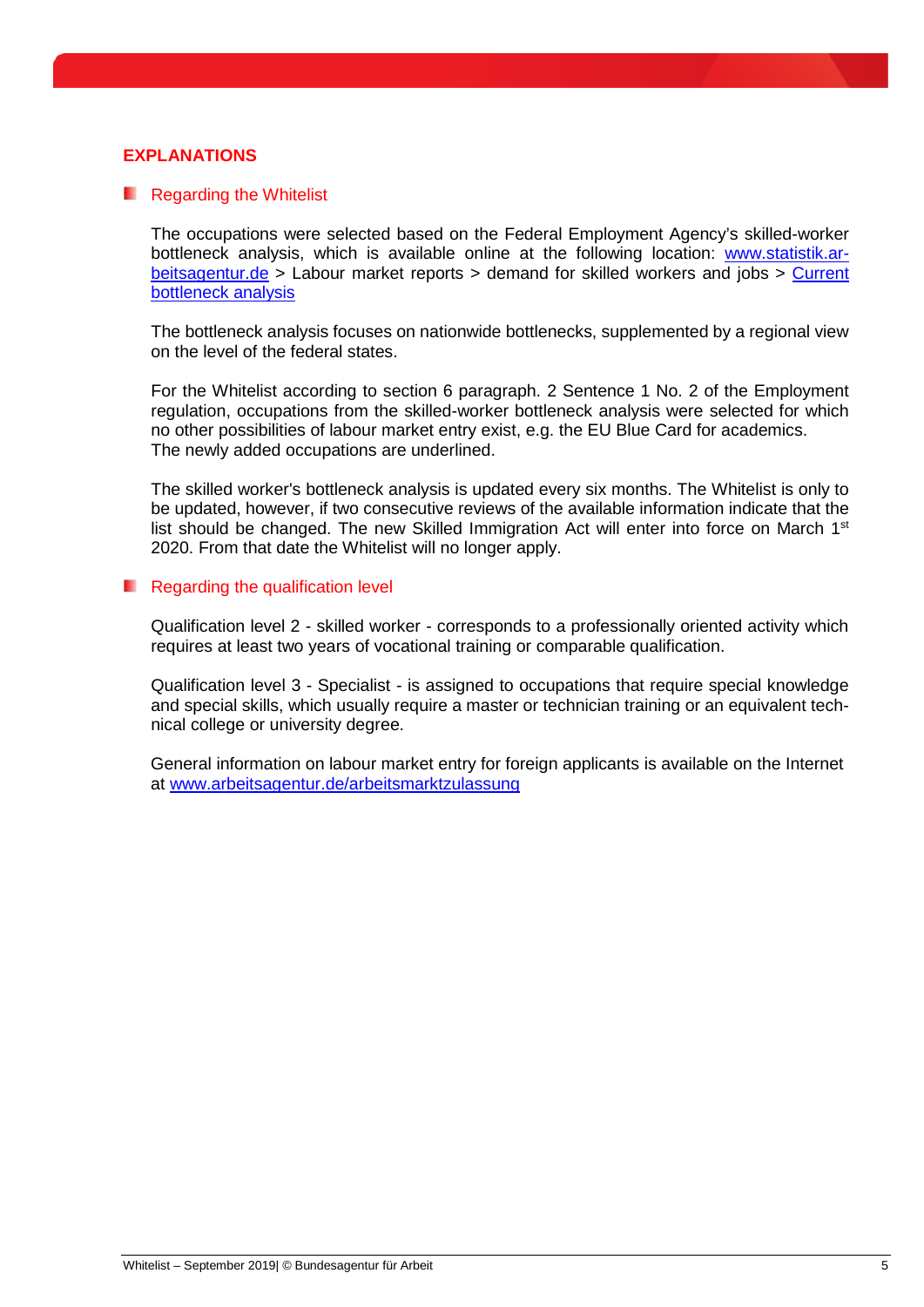## EXPLANATIONS

### Regarding the Whitelist

The occupations were selected based on the Federal Employment Agency's skilled-worker bottleneck analysis, which is available online at the following location: [www.statistik.arbeitsagentur.de](http://www.statistik.arbeitsagentur.de) > Labour market reports > demand for skilled workers and jobs > Current bottleneck analysis

The bottleneck analysis focuses on nationwide bottlenecks, supplemented by a regional view on the level of the federal states.

For the Whitelist according to section 6 paragraph. 2 Sentence 1 No. 2 of the Employment regulation, occupations from the skilled-worker bottleneck analysis were selected for which no other possibilities of labour market entry exist, e.g. the EU Blue Card for academics. The newly added occupations are underlined.

The skilled worker's bottleneck analysis is updated every six months. The Whitelist is only to be updated, however, if two consecutive reviews of the available information indicate that the list should be changed. The new Skilled Immigration Act will enter into force on March 1st 2020. From that date the Whitelist will no longer apply.

### Regarding the qualification level

Qualification level 2 - skilled worker - corresponds to a professionally oriented activity which requires at least two years of vocational training or comparable qualification.

Qualification level 3 - Specialist - is assigned to occupations that require special knowledge and special skills, which usually require a master or technician training or an equivalent technical college or university degree.

General information on labour market entry for foreign applicants is available on the Internet at [www.arbeitsagentur.de/arbeitsmarktzulassung](http://www.arbeitsagentur.de/arbeitsmarktzulassung)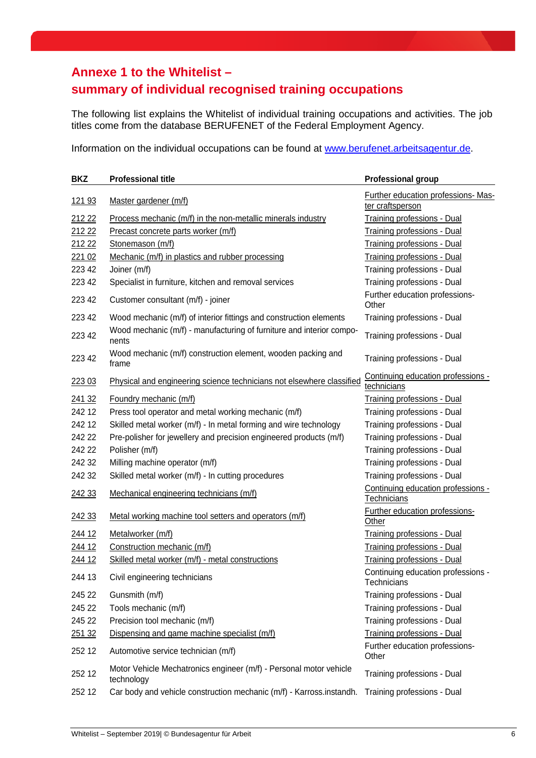## Annexe 1 to the Whitelist – summary of individual recognised training occupations

The following list explains the Whitelist of individual training occupations and activities. The job titles come from the database BERUFENET of the Federal Employment Agency.

Information on the individual occupations can be found at www.berufenet.arbeitsagentur.de.

| BKZ | Professional title | Professional group |
|---|---|---|
| 121 93 | Master gardener (m/f) | Further education professions- Master craftsperson |
| 212 22 | Process mechanic (m/f) in the non-metallic minerals industry | Training professions - Dual |
| 212 22 | Precast concrete parts worker (m/f) | Training professions - Dual |
| 212 22 | Stonemason (m/f) | Training professions - Dual |
| 221 02 | Mechanic (m/f) in plastics and rubber processing | Training professions - Dual |
| 223 42 | Joiner (m/f) | Training professions - Dual |
| 223 42 | Specialist in furniture, kitchen and removal services | Training professions - Dual |
| 223 42 | Customer consultant (m/f) - joiner | Further education professions- Other |
| 223 42 | Wood mechanic (m/f) of interior fittings and construction elements | Training professions - Dual |
| 223 42 | Wood mechanic (m/f) - manufacturing of furniture and interior components | Training professions - Dual |
| 223 42 | Wood mechanic (m/f) construction element, wooden packing and frame | Training professions - Dual |
| 223 03 | Physical and engineering science technicians not elsewhere classified | Continuing education professions - technicians |
| 241 32 | Foundry mechanic (m/f) | Training professions - Dual |
| 242 12 | Press tool operator and metal working mechanic (m/f) | Training professions - Dual |
| 242 12 | Skilled metal worker (m/f) - In metal forming and wire technology | Training professions - Dual |
| 242 22 | Pre-polisher for jewellery and precision engineered products (m/f) | Training professions - Dual |
| 242 22 | Polisher (m/f) | Training professions - Dual |
| 242 32 | Milling machine operator (m/f) | Training professions - Dual |
| 242 32 | Skilled metal worker (m/f) - In cutting procedures | Training professions - Dual |
| 242 33 | Mechanical engineering technicians (m/f) | Continuing education professions - Technicians |
| 242 33 | Metal working machine tool setters and operators (m/f) | Further education professions- Other |
| 244 12 | Metalworker (m/f) | Training professions - Dual |
| 244 12 | Construction mechanic (m/f) | Training professions - Dual |
| 244 12 | Skilled metal worker (m/f) - metal constructions | Training professions - Dual |
| 244 13 | Civil engineering technicians | Continuing education professions - Technicians |
| 245 22 | Gunsmith (m/f) | Training professions - Dual |
| 245 22 | Tools mechanic (m/f) | Training professions - Dual |
| 245 22 | Precision tool mechanic (m/f) | Training professions - Dual |
| 251 32 | Dispensing and game machine specialist (m/f) | Training professions - Dual |
| 252 12 | Automotive service technician (m/f) | Further education professions- Other |
| 252 12 | Motor Vehicle Mechatronics engineer (m/f) - Personal motor vehicle technology | Training professions - Dual |
| 252 12 | Car body and vehicle construction mechanic (m/f) - Karross.instandh. | Training professions - Dual |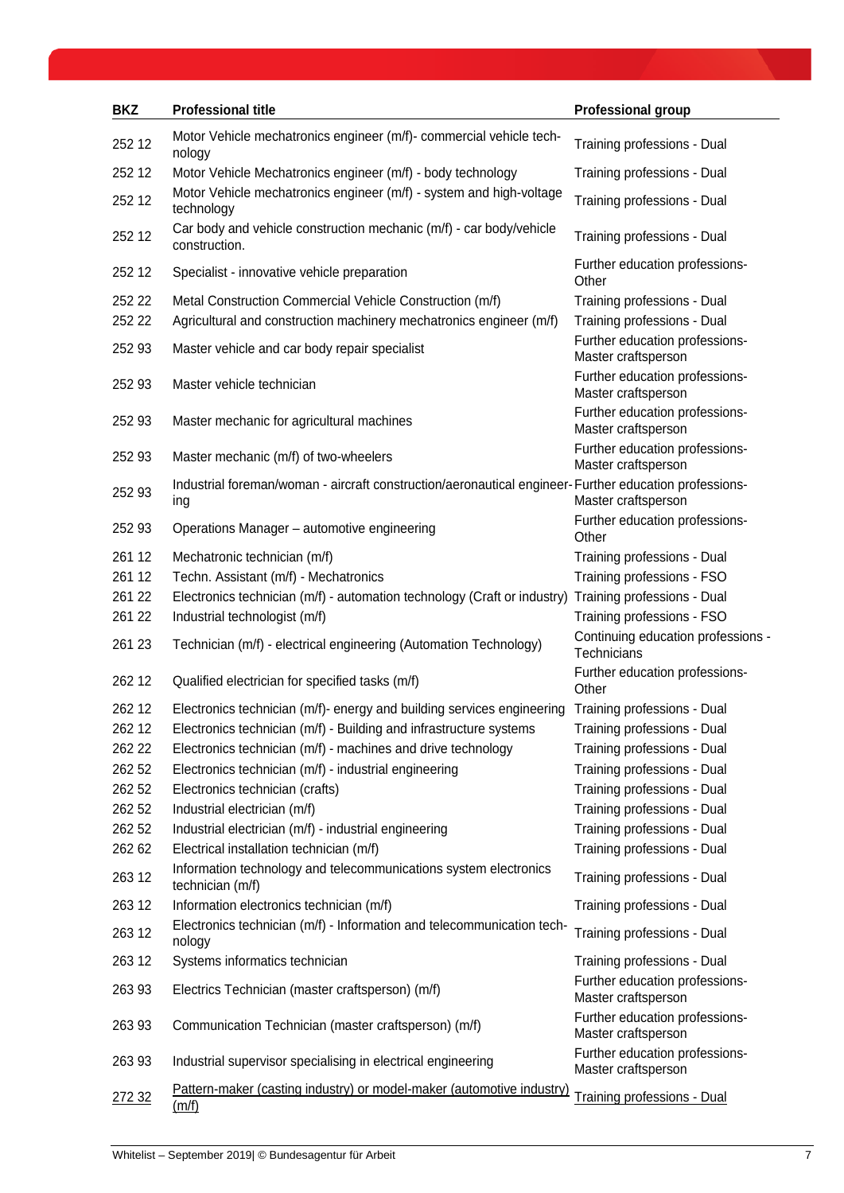| BKZ | Professional title | Professional group |
| --- | --- | --- |
| 252 12 | Motor Vehicle mechatronics engineer (m/f)- commercial vehicle technology | Training professions - Dual |
| 252 12 | Motor Vehicle Mechatronics engineer (m/f) - body technology | Training professions - Dual |
| 252 12 | Motor Vehicle mechatronics engineer (m/f) - system and high-voltage technology | Training professions - Dual |
| 252 12 | Car body and vehicle construction mechanic (m/f) - car body/vehicle construction. | Training professions - Dual |
| 252 12 | Specialist - innovative vehicle preparation | Further education professions-Other |
| 252 22 | Metal Construction Commercial Vehicle Construction (m/f) | Training professions - Dual |
| 252 22 | Agricultural and construction machinery mechatronics engineer (m/f) | Training professions - Dual |
| 252 93 | Master vehicle and car body repair specialist | Further education professions-Master craftsperson |
| 252 93 | Master vehicle technician | Further education professions-Master craftsperson |
| 252 93 | Master mechanic for agricultural machines | Further education professions-Master craftsperson |
| 252 93 | Master mechanic (m/f) of two-wheelers | Further education professions-Master craftsperson |
| 252 93 | Industrial foreman/woman - aircraft construction/aeronautical engineering | Further education professions-Master craftsperson |
| 252 93 | Operations Manager – automotive engineering | Further education professions-Other |
| 261 12 | Mechatronic technician (m/f) | Training professions - Dual |
| 261 12 | Techn. Assistant (m/f) - Mechatronics | Training professions - FSO |
| 261 22 | Electronics technician (m/f) - automation technology (Craft or industry) | Training professions - Dual |
| 261 22 | Industrial technologist (m/f) | Training professions - FSO |
| 261 23 | Technician (m/f) - electrical engineering (Automation Technology) | Continuing education professions - Technicians |
| 262 12 | Qualified electrician for specified tasks (m/f) | Further education professions-Other |
| 262 12 | Electronics technician (m/f)- energy and building services engineering | Training professions - Dual |
| 262 12 | Electronics technician (m/f) - Building and infrastructure systems | Training professions - Dual |
| 262 22 | Electronics technician (m/f) - machines and drive technology | Training professions - Dual |
| 262 52 | Electronics technician (m/f) - industrial engineering | Training professions - Dual |
| 262 52 | Electronics technician (crafts) | Training professions - Dual |
| 262 52 | Industrial electrician (m/f) | Training professions - Dual |
| 262 52 | Industrial electrician (m/f) - industrial engineering | Training professions - Dual |
| 262 62 | Electrical installation technician (m/f) | Training professions - Dual |
| 263 12 | Information technology and telecommunications system electronics technician (m/f) | Training professions - Dual |
| 263 12 | Information electronics technician (m/f) | Training professions - Dual |
| 263 12 | Electronics technician (m/f) - Information and telecommunication technology | Training professions - Dual |
| 263 12 | Systems informatics technician | Training professions - Dual |
| 263 93 | Electrics Technician (master craftsperson) (m/f) | Further education professions-Master craftsperson |
| 263 93 | Communication Technician (master craftsperson) (m/f) | Further education professions-Master craftsperson |
| 263 93 | Industrial supervisor specialising in electrical engineering | Further education professions-Master craftsperson |
| 272 32 | Pattern-maker (casting industry) or model-maker (automotive industry) (m/f) | Training professions - Dual |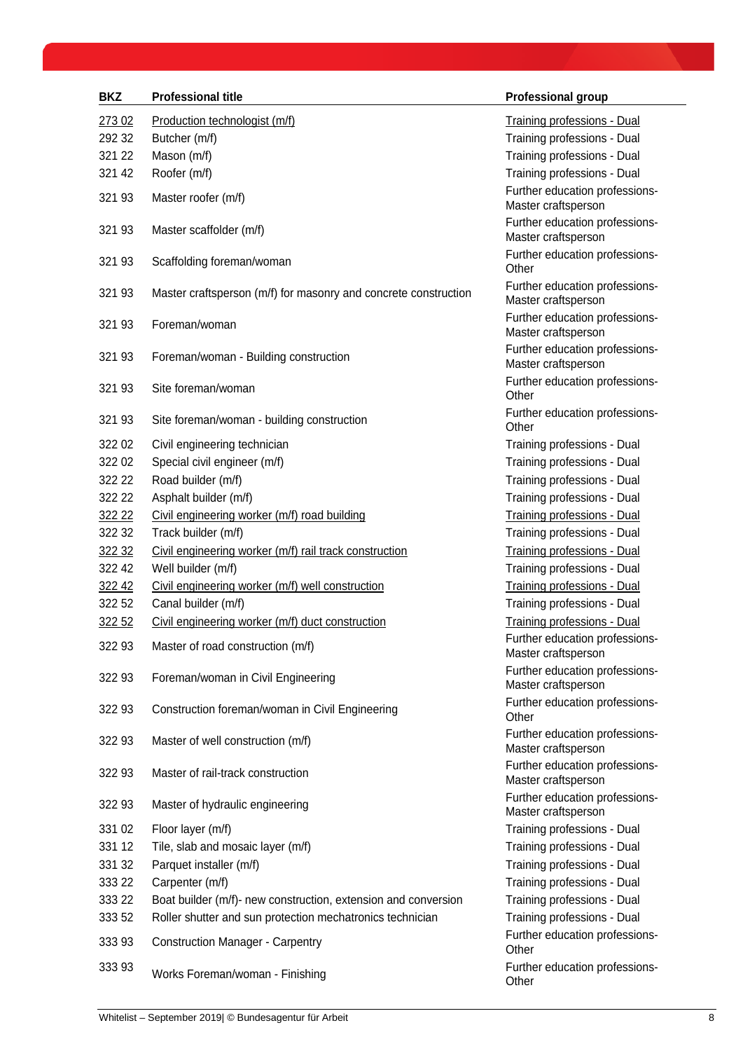| BKZ | Professional title | Professional group |
|---|---|---|
| 273 02 | Production technologist (m/f) | Training professions - Dual |
| 292 32 | Butcher (m/f) | Training professions - Dual |
| 321 22 | Mason (m/f) | Training professions - Dual |
| 321 42 | Roofer (m/f) | Training professions - Dual |
| 321 93 | Master roofer (m/f) | Further education professions-Master craftsperson |
| 321 93 | Master scaffolder (m/f) | Further education professions-Master craftsperson |
| 321 93 | Scaffolding foreman/woman | Further education professions-Other |
| 321 93 | Master craftsperson (m/f) for masonry and concrete construction | Further education professions-Master craftsperson |
| 321 93 | Foreman/woman | Further education professions-Master craftsperson |
| 321 93 | Foreman/woman - Building construction | Further education professions-Master craftsperson |
| 321 93 | Site foreman/woman | Further education professions-Other |
| 321 93 | Site foreman/woman - building construction | Further education professions-Other |
| 322 02 | Civil engineering technician | Training professions - Dual |
| 322 02 | Special civil engineer (m/f) | Training professions - Dual |
| 322 22 | Road builder (m/f) | Training professions - Dual |
| 322 22 | Asphalt builder (m/f) | Training professions - Dual |
| 322 22 | Civil engineering worker (m/f) road building | Training professions - Dual |
| 322 32 | Track builder (m/f) | Training professions - Dual |
| 322 32 | Civil engineering worker (m/f) rail track construction | Training professions - Dual |
| 322 42 | Well builder (m/f) | Training professions - Dual |
| 322 42 | Civil engineering worker (m/f) well construction | Training professions - Dual |
| 322 52 | Canal builder (m/f) | Training professions - Dual |
| 322 52 | Civil engineering worker (m/f) duct construction | Training professions - Dual |
| 322 93 | Master of road construction (m/f) | Further education professions-Master craftsperson |
| 322 93 | Foreman/woman in Civil Engineering | Further education professions-Master craftsperson |
| 322 93 | Construction foreman/woman in Civil Engineering | Further education professions-Other |
| 322 93 | Master of well construction (m/f) | Further education professions-Master craftsperson |
| 322 93 | Master of rail-track construction | Further education professions-Master craftsperson |
| 322 93 | Master of hydraulic engineering | Further education professions-Master craftsperson |
| 331 02 | Floor layer (m/f) | Training professions - Dual |
| 331 12 | Tile, slab and mosaic layer (m/f) | Training professions - Dual |
| 331 32 | Parquet installer (m/f) | Training professions - Dual |
| 333 22 | Carpenter (m/f) | Training professions - Dual |
| 333 22 | Boat builder (m/f)- new construction, extension and conversion | Training professions - Dual |
| 333 52 | Roller shutter and sun protection mechatronics technician | Training professions - Dual |
| 333 93 | Construction Manager - Carpentry | Further education professions-Other |
| 333 93 | Works Foreman/woman - Finishing | Further education professions-Other |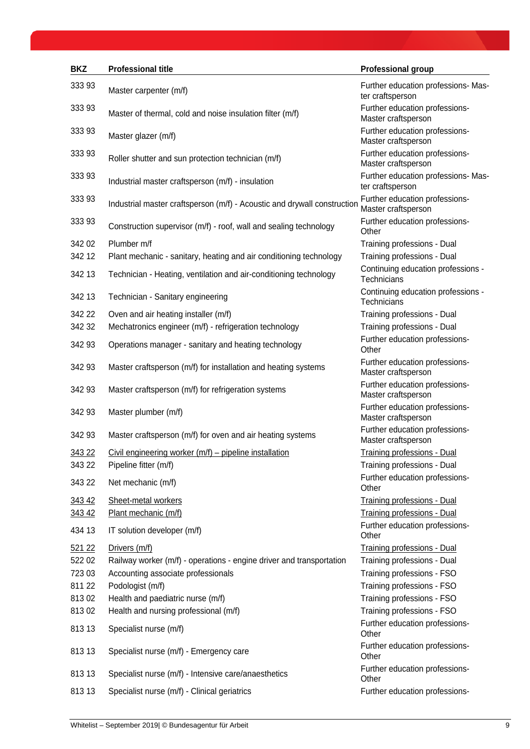| BKZ | Professional title | Professional group |
|---|---|---|
| 333 93 | Master carpenter (m/f) | Further education professions- Master craftsperson |
| 333 93 | Master of thermal, cold and noise insulation filter (m/f) | Further education professions- Master craftsperson |
| 333 93 | Master glazer (m/f) | Further education professions- Master craftsperson |
| 333 93 | Roller shutter and sun protection technician (m/f) | Further education professions- Master craftsperson |
| 333 93 | Industrial master craftsperson (m/f) - insulation | Further education professions- Master craftsperson |
| 333 93 | Industrial master craftsperson (m/f) - Acoustic and drywall construction | Further education professions- Master craftsperson |
| 333 93 | Construction supervisor (m/f) - roof, wall and sealing technology | Further education professions- Other |
| 342 02 | Plumber m/f | Training professions - Dual |
| 342 12 | Plant mechanic - sanitary, heating and air conditioning technology | Training professions - Dual |
| 342 13 | Technician - Heating, ventilation and air-conditioning technology | Continuing education professions - Technicians |
| 342 13 | Technician - Sanitary engineering | Continuing education professions - Technicians |
| 342 22 | Oven and air heating installer (m/f) | Training professions - Dual |
| 342 32 | Mechatronics engineer (m/f) - refrigeration technology | Training professions - Dual |
| 342 93 | Operations manager - sanitary and heating technology | Further education professions- Other |
| 342 93 | Master craftsperson (m/f) for installation and heating systems | Further education professions- Master craftsperson |
| 342 93 | Master craftsperson (m/f) for refrigeration systems | Further education professions- Master craftsperson |
| 342 93 | Master plumber (m/f) | Further education professions- Master craftsperson |
| 342 93 | Master craftsperson (m/f) for oven and air heating systems | Further education professions- Master craftsperson |
| 343 22 | Civil engineering worker (m/f) – pipeline installation | Training professions - Dual |
| 343 22 | Pipeline fitter (m/f) | Training professions - Dual |
| 343 22 | Net mechanic (m/f) | Further education professions- Other |
| 343 42 | Sheet-metal workers | Training professions - Dual |
| 343 42 | Plant mechanic (m/f) | Training professions - Dual |
| 434 13 | IT solution developer (m/f) | Further education professions- Other |
| 521 22 | Drivers (m/f) | Training professions - Dual |
| 522 02 | Railway worker (m/f) - operations - engine driver and transportation | Training professions - Dual |
| 723 03 | Accounting associate professionals | Training professions - FSO |
| 811 22 | Podologist (m/f) | Training professions - FSO |
| 813 02 | Health and paediatric nurse (m/f) | Training professions - FSO |
| 813 02 | Health and nursing professional (m/f) | Training professions - FSO |
| 813 13 | Specialist nurse (m/f) | Further education professions- Other |
| 813 13 | Specialist nurse (m/f) - Emergency care | Further education professions- Other |
| 813 13 | Specialist nurse (m/f) - Intensive care/anaesthetics | Further education professions- Other |
| 813 13 | Specialist nurse (m/f) - Clinical geriatrics | Further education professions- |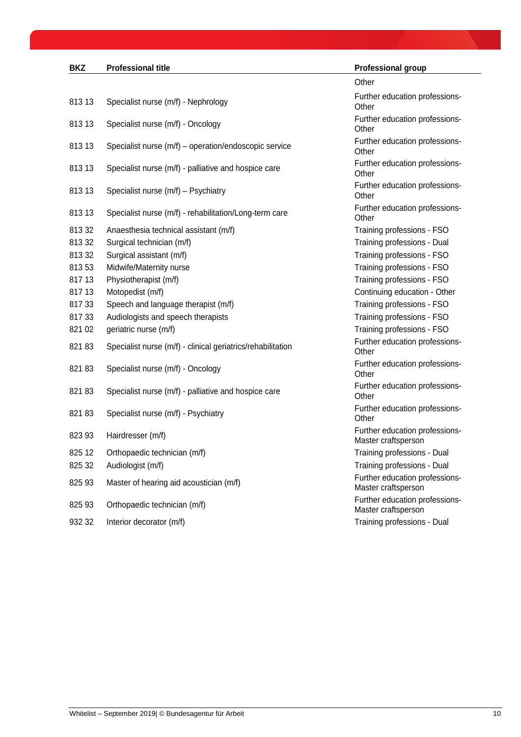| BKZ | Professional title | Professional group |
|---|---|---|
| | | Other |
| 813 13 | Specialist nurse (m/f) - Nephrology | Further education professions-Other |
| 813 13 | Specialist nurse (m/f) - Oncology | Further education professions-Other |
| 813 13 | Specialist nurse (m/f) – operation/endoscopic service | Further education professions-Other |
| 813 13 | Specialist nurse (m/f) - palliative and hospice care | Further education professions-Other |
| 813 13 | Specialist nurse (m/f) – Psychiatry | Further education professions-Other |
| 813 13 | Specialist nurse (m/f) - rehabilitation/Long-term care | Further education professions-Other |
| 813 32 | Anaesthesia technical assistant (m/f) | Training professions - FSO |
| 813 32 | Surgical technician (m/f) | Training professions - Dual |
| 813 32 | Surgical assistant (m/f) | Training professions - FSO |
| 813 53 | Midwife/Maternity nurse | Training professions - FSO |
| 817 13 | Physiotherapist (m/f) | Training professions - FSO |
| 817 13 | Motopedist (m/f) | Continuing education - Other |
| 817 33 | Speech and language therapist (m/f) | Training professions - FSO |
| 817 33 | Audiologists and speech therapists | Training professions - FSO |
| 821 02 | geriatric nurse (m/f) | Training professions - FSO |
| 821 83 | Specialist nurse (m/f) - clinical geriatrics/rehabilitation | Further education professions-Other |
| 821 83 | Specialist nurse (m/f) - Oncology | Further education professions-Other |
| 821 83 | Specialist nurse (m/f) - palliative and hospice care | Further education professions-Other |
| 821 83 | Specialist nurse (m/f) - Psychiatry | Further education professions-Other |
| 823 93 | Hairdresser (m/f) | Further education professions-Master craftsperson |
| 825 12 | Orthopaedic technician (m/f) | Training professions - Dual |
| 825 32 | Audiologist (m/f) | Training professions - Dual |
| 825 93 | Master of hearing aid acoustician (m/f) | Further education professions-Master craftsperson |
| 825 93 | Orthopaedic technician (m/f) | Further education professions-Master craftsperson |
| 932 32 | Interior decorator (m/f) | Training professions - Dual |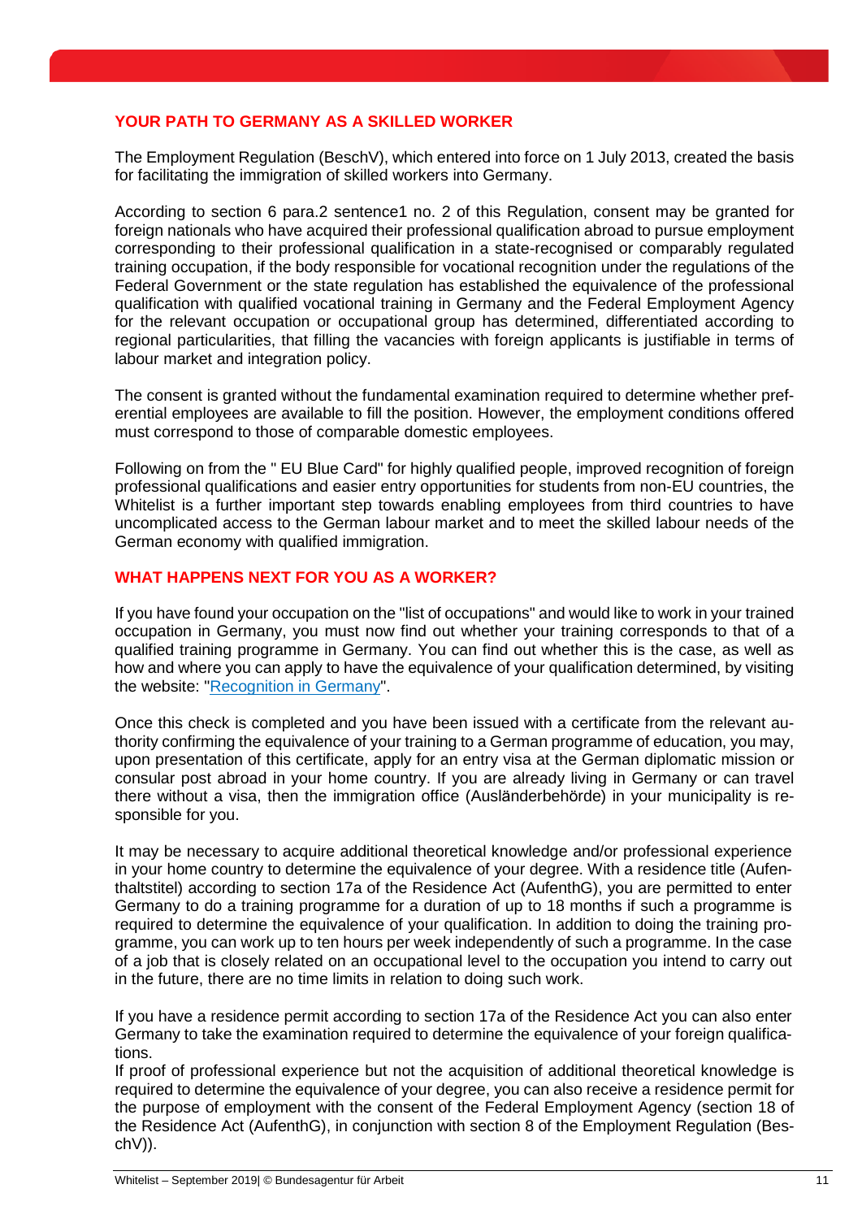## YOUR PATH TO GERMANY AS A SKILLED WORKER

The Employment Regulation (BeschV), which entered into force on 1 July 2013, created the basis for facilitating the immigration of skilled workers into Germany.

According to section 6 para.2 sentence1 no. 2 of this Regulation, consent may be granted for foreign nationals who have acquired their professional qualification abroad to pursue employment corresponding to their professional qualification in a state-recognised or comparably regulated training occupation, if the body responsible for vocational recognition under the regulations of the Federal Government or the state regulation has established the equivalence of the professional qualification with qualified vocational training in Germany and the Federal Employment Agency for the relevant occupation or occupational group has determined, differentiated according to regional particularities, that filling the vacancies with foreign applicants is justifiable in terms of labour market and integration policy.

The consent is granted without the fundamental examination required to determine whether preferential employees are available to fill the position. However, the employment conditions offered must correspond to those of comparable domestic employees.

Following on from the " EU Blue Card" for highly qualified people, improved recognition of foreign professional qualifications and easier entry opportunities for students from non-EU countries, the Whitelist is a further important step towards enabling employees from third countries to have uncomplicated access to the German labour market and to meet the skilled labour needs of the German economy with qualified immigration.

## WHAT HAPPENS NEXT FOR YOU AS A WORKER?

If you have found your occupation on the "list of occupations" and would like to work in your trained occupation in Germany, you must now find out whether your training corresponds to that of a qualified training programme in Germany. You can find out whether this is the case, as well as how and where you can apply to have the equivalence of your qualification determined, by visiting the website: "Recognition in Germany".

Once this check is completed and you have been issued with a certificate from the relevant authority confirming the equivalence of your training to a German programme of education, you may, upon presentation of this certificate, apply for an entry visa at the German diplomatic mission or consular post abroad in your home country. If you are already living in Germany or can travel there without a visa, then the immigration office (Ausländerbehörde) in your municipality is responsible for you.

It may be necessary to acquire additional theoretical knowledge and/or professional experience in your home country to determine the equivalence of your degree. With a residence title (Aufenthaltstitel) according to section 17a of the Residence Act (AufenthG), you are permitted to enter Germany to do a training programme for a duration of up to 18 months if such a programme is required to determine the equivalence of your qualification. In addition to doing the training programme, you can work up to ten hours per week independently of such a programme. In the case of a job that is closely related on an occupational level to the occupation you intend to carry out in the future, there are no time limits in relation to doing such work.

If you have a residence permit according to section 17a of the Residence Act you can also enter Germany to take the examination required to determine the equivalence of your foreign qualifications.

If proof of professional experience but not the acquisition of additional theoretical knowledge is required to determine the equivalence of your degree, you can also receive a residence permit for the purpose of employment with the consent of the Federal Employment Agency (section 18 of the Residence Act (AufenthG), in conjunction with section 8 of the Employment Regulation (BeschV)).